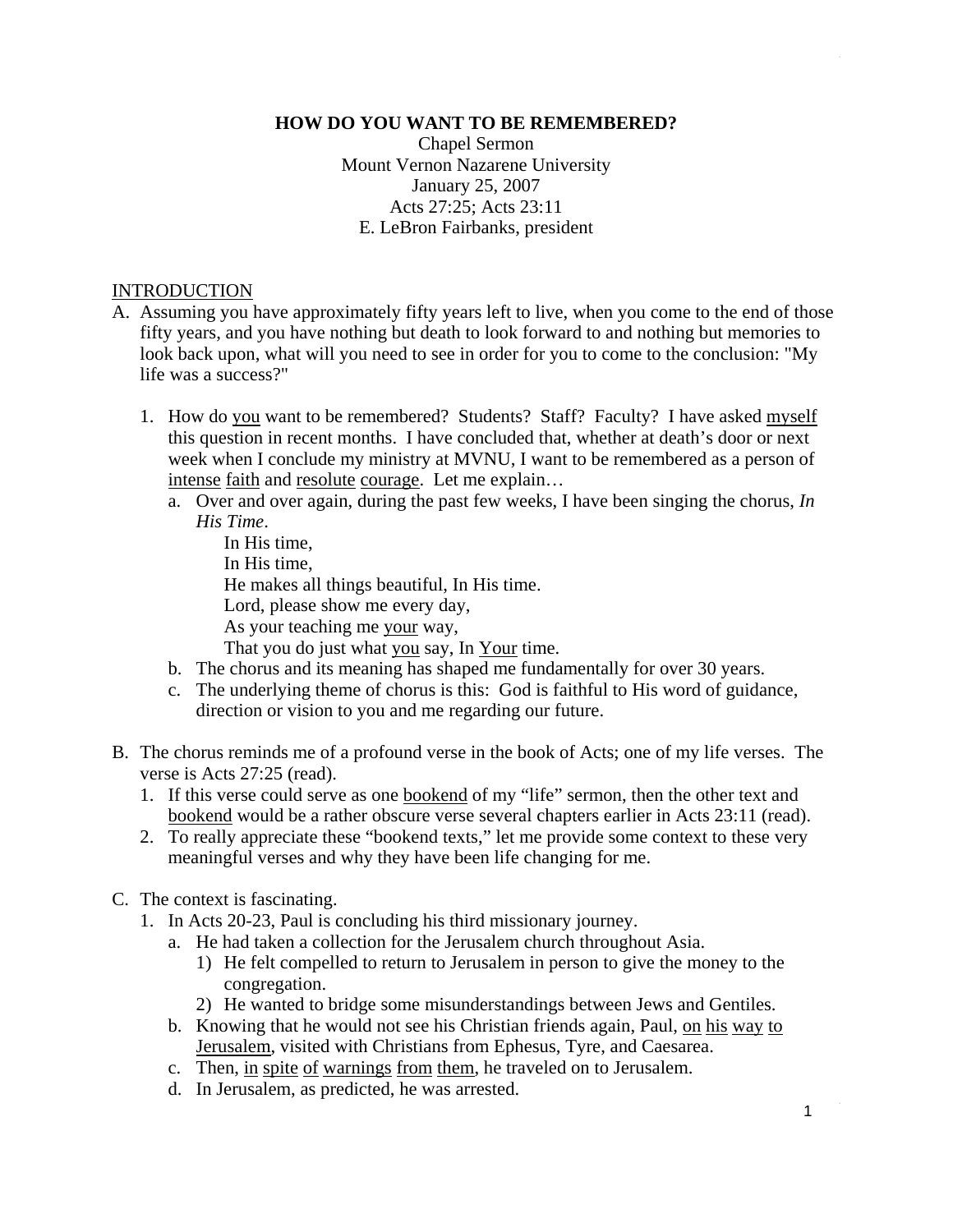**HOW DO YOU WANT TO BE REMEMBERED?**

Chapel Sermon
Mount Vernon Nazarene University
January 25, 2007
Acts 27:25; Acts 23:11
E. LeBron Fairbanks, president

INTRODUCTION

A. Assuming you have approximately fifty years left to live, when you come to the end of those fifty years, and you have nothing but death to look forward to and nothing but memories to look back upon, what will you need to see in order for you to come to the conclusion: "My life was a success?"

   1. How do you want to be remembered? Students? Staff? Faculty? I have asked myself this question in recent months. I have concluded that, whether at death's door or next week when I conclude my ministry at MVNU, I want to be remembered as a person of intense faith and resolute courage. Let me explain…
      a. Over and over again, during the past few weeks, I have been singing the chorus, *In His Time*.

         In His time,
         In His time,
         He makes all things beautiful, In His time.
         Lord, please show me every day,
         As your teaching me your way,
         That you do just what you say, In Your time.

      b. The chorus and its meaning has shaped me fundamentally for over 30 years.
      c. The underlying theme of chorus is this: God is faithful to His word of guidance, direction or vision to you and me regarding our future.

B. The chorus reminds me of a profound verse in the book of Acts; one of my life verses. The verse is Acts 27:25 (read).
   1. If this verse could serve as one bookend of my "life" sermon, then the other text and bookend would be a rather obscure verse several chapters earlier in Acts 23:11 (read).
   2. To really appreciate these "bookend texts," let me provide some context to these very meaningful verses and why they have been life changing for me.

C. The context is fascinating.
   1. In Acts 20-23, Paul is concluding his third missionary journey.
      a. He had taken a collection for the Jerusalem church throughout Asia.
         1) He felt compelled to return to Jerusalem in person to give the money to the congregation.
         2) He wanted to bridge some misunderstandings between Jews and Gentiles.
      b. Knowing that he would not see his Christian friends again, Paul, on his way to Jerusalem, visited with Christians from Ephesus, Tyre, and Caesarea.
      c. Then, in spite of warnings from them, he traveled on to Jerusalem.
      d. In Jerusalem, as predicted, he was arrested.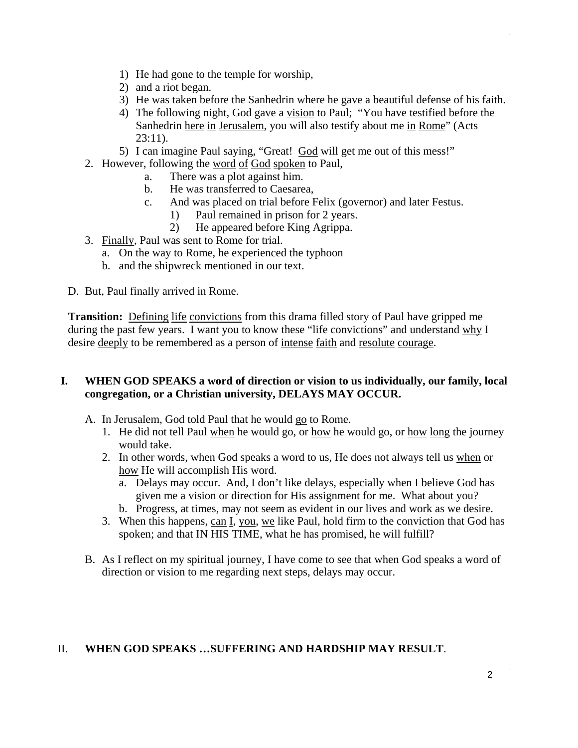1) He had gone to the temple for worship,
2) and a riot began.
3) He was taken before the Sanhedrin where he gave a beautiful defense of his faith.
4) The following night, God gave a vision to Paul; "You have testified before the Sanhedrin here in Jerusalem, you will also testify about me in Rome" (Acts 23:11).
5) I can imagine Paul saying, "Great! God will get me out of this mess!"

2. However, following the word of God spoken to Paul,
   a. There was a plot against him.
   b. He was transferred to Caesarea,
   c. And was placed on trial before Felix (governor) and later Festus.
      1) Paul remained in prison for 2 years.
      2) He appeared before King Agrippa.
3. Finally, Paul was sent to Rome for trial.
   a. On the way to Rome, he experienced the typhoon
   b. and the shipwreck mentioned in our text.

D. But, Paul finally arrived in Rome.

**Transition:** Defining life convictions from this drama filled story of Paul have gripped me during the past few years. I want you to know these "life convictions" and understand why I desire deeply to be remembered as a person of intense faith and resolute courage.

## I. WHEN GOD SPEAKS a word of direction or vision to us individually, our family, local congregation, or a Christian university, DELAYS MAY OCCUR.

A. In Jerusalem, God told Paul that he would go to Rome.
   1. He did not tell Paul when he would go, or how he would go, or how long the journey would take.
   2. In other words, when God speaks a word to us, He does not always tell us when or how He will accomplish His word.
      a. Delays may occur. And, I don't like delays, especially when I believe God has given me a vision or direction for His assignment for me. What about you?
      b. Progress, at times, may not seem as evident in our lives and work as we desire.
   3. When this happens, can I, you, we like Paul, hold firm to the conviction that God has spoken; and that IN HIS TIME, what he has promised, he will fulfill?

B. As I reflect on my spiritual journey, I have come to see that when God speaks a word of direction or vision to me regarding next steps, delays may occur.

## II. WHEN GOD SPEAKS …SUFFERING AND HARDSHIP MAY RESULT.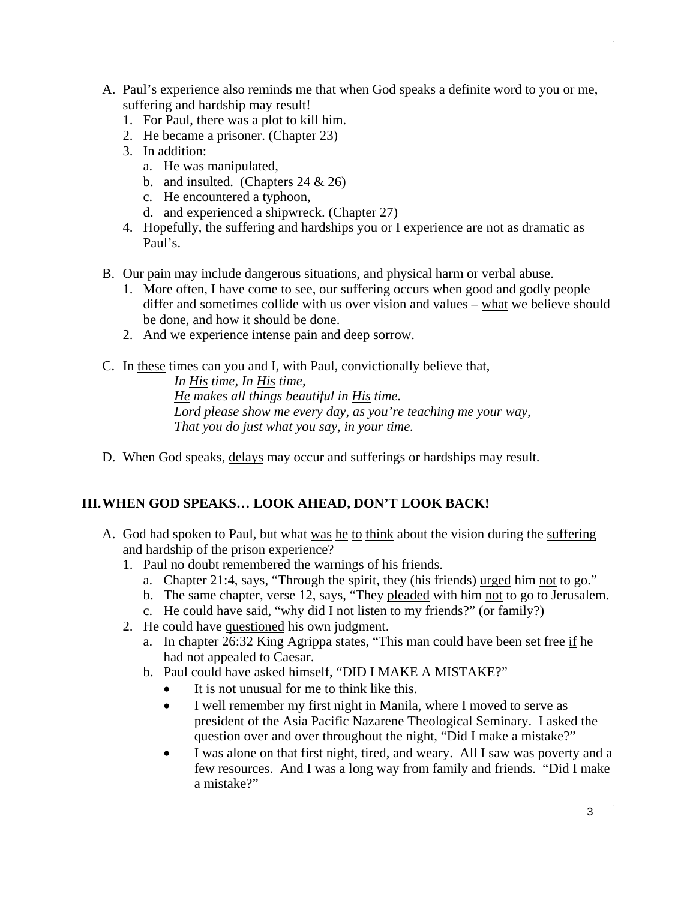A. Paul's experience also reminds me that when God speaks a definite word to you or me, suffering and hardship may result!
   1. For Paul, there was a plot to kill him.
   2. He became a prisoner. (Chapter 23)
   3. In addition:
      a. He was manipulated,
      b. and insulted. (Chapters 24 & 26)
      c. He encountered a typhoon,
      d. and experienced a shipwreck. (Chapter 27)
   4. Hopefully, the suffering and hardships you or I experience are not as dramatic as Paul's.

B. Our pain may include dangerous situations, and physical harm or verbal abuse.
   1. More often, I have come to see, our suffering occurs when good and godly people differ and sometimes collide with us over vision and values – <u>what</u> we believe should be done, and <u>how</u> it should be done.
   2. And we experience intense pain and deep sorrow.

C. In <u>these</u> times can you and I, with Paul, convictionally believe that,

   *In <u>His</u> time, In <u>His</u> time,*
   *<u>He</u> makes all things beautiful in <u>His</u> time.*
   *Lord please show me <u>every</u> day, as you're teaching me <u>your</u> way,*
   *That you do just what <u>you</u> say, in <u>your</u> time.*

D. When God speaks, <u>delays</u> may occur and sufferings or hardships may result.

## III. WHEN GOD SPEAKS… LOOK AHEAD, DON'T LOOK BACK!

A. God had spoken to Paul, but what <u>was</u> <u>he</u> <u>to</u> <u>think</u> about the vision during the <u>suffering</u> and <u>hardship</u> of the prison experience?
   1. Paul no doubt <u>remembered</u> the warnings of his friends.
      a. Chapter 21:4, says, "Through the spirit, they (his friends) <u>urged</u> him <u>not</u> to go."
      b. The same chapter, verse 12, says, "They <u>pleaded</u> with him <u>not</u> to go to Jerusalem.
      c. He could have said, "why did I not listen to my friends?" (or family?)
   2. He could have <u>questioned</u> his own judgment.
      a. In chapter 26:32 King Agrippa states, "This man could have been set free <u>if</u> he had not appealed to Caesar.
      b. Paul could have asked himself, "DID I MAKE A MISTAKE?"
         - It is not unusual for me to think like this.
         - I well remember my first night in Manila, where I moved to serve as president of the Asia Pacific Nazarene Theological Seminary. I asked the question over and over throughout the night, "Did I make a mistake?"
         - I was alone on that first night, tired, and weary. All I saw was poverty and a few resources. And I was a long way from family and friends. "Did I make a mistake?"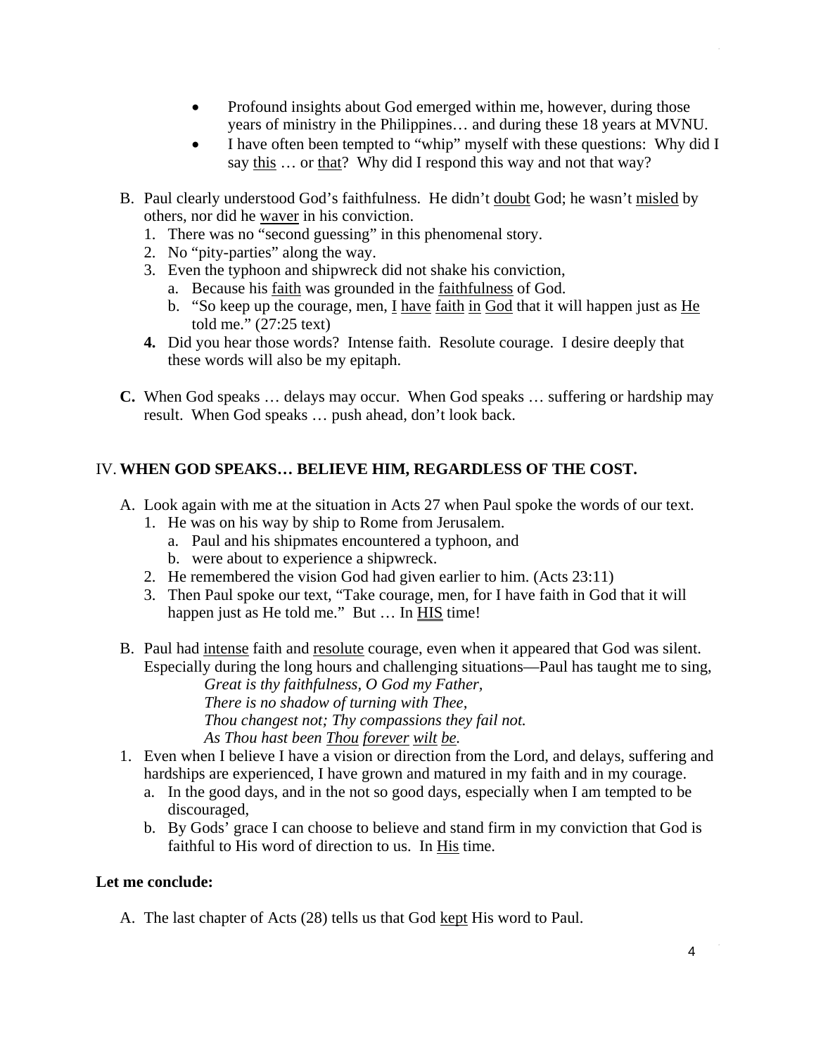- Profound insights about God emerged within me, however, during those years of ministry in the Philippines… and during these 18 years at MVNU.
- I have often been tempted to "whip" myself with these questions: Why did I say <u>this</u> … or <u>that</u>? Why did I respond this way and not that way?

B. Paul clearly understood God's faithfulness. He didn't <u>doubt</u> God; he wasn't <u>misled</u> by others, nor did he <u>waver</u> in his conviction.

1. There was no "second guessing" in this phenomenal story.
2. No "pity-parties" along the way.
3. Even the typhoon and shipwreck did not shake his conviction,
   a. Because his <u>faith</u> was grounded in the <u>faithfulness</u> of God.
   b. "So keep up the courage, men, <u>I</u> <u>have</u> <u>faith</u> <u>in</u> <u>God</u> that it will happen just as <u>He</u> told me." (27:25 text)
4. Did you hear those words? Intense faith. Resolute courage. I desire deeply that these words will also be my epitaph.

**C.** When God speaks … delays may occur. When God speaks … suffering or hardship may result. When God speaks … push ahead, don't look back.

## IV. WHEN GOD SPEAKS… BELIEVE HIM, REGARDLESS OF THE COST.

A. Look again with me at the situation in Acts 27 when Paul spoke the words of our text.

1. He was on his way by ship to Rome from Jerusalem.
   a. Paul and his shipmates encountered a typhoon, and
   b. were about to experience a shipwreck.
2. He remembered the vision God had given earlier to him. (Acts 23:11)
3. Then Paul spoke our text, "Take courage, men, for I have faith in God that it will happen just as He told me." But … In <u>HIS</u> time!

B. Paul had <u>intense</u> faith and <u>resolute</u> courage, even when it appeared that God was silent. Especially during the long hours and challenging situations—Paul has taught me to sing,

> *Great is thy faithfulness, O God my Father,*
> *There is no shadow of turning with Thee,*
> *Thou changest not; Thy compassions they fail not.*
> *As Thou hast been <u>Thou</u> <u>forever</u> <u>wilt</u> <u>be</u>.*

1. Even when I believe I have a vision or direction from the Lord, and delays, suffering and hardships are experienced, I have grown and matured in my faith and in my courage.
   a. In the good days, and in the not so good days, especially when I am tempted to be discouraged,
   b. By Gods' grace I can choose to believe and stand firm in my conviction that God is faithful to His word of direction to us. In <u>His</u> time.

**Let me conclude:**

A. The last chapter of Acts (28) tells us that God <u>kept</u> His word to Paul.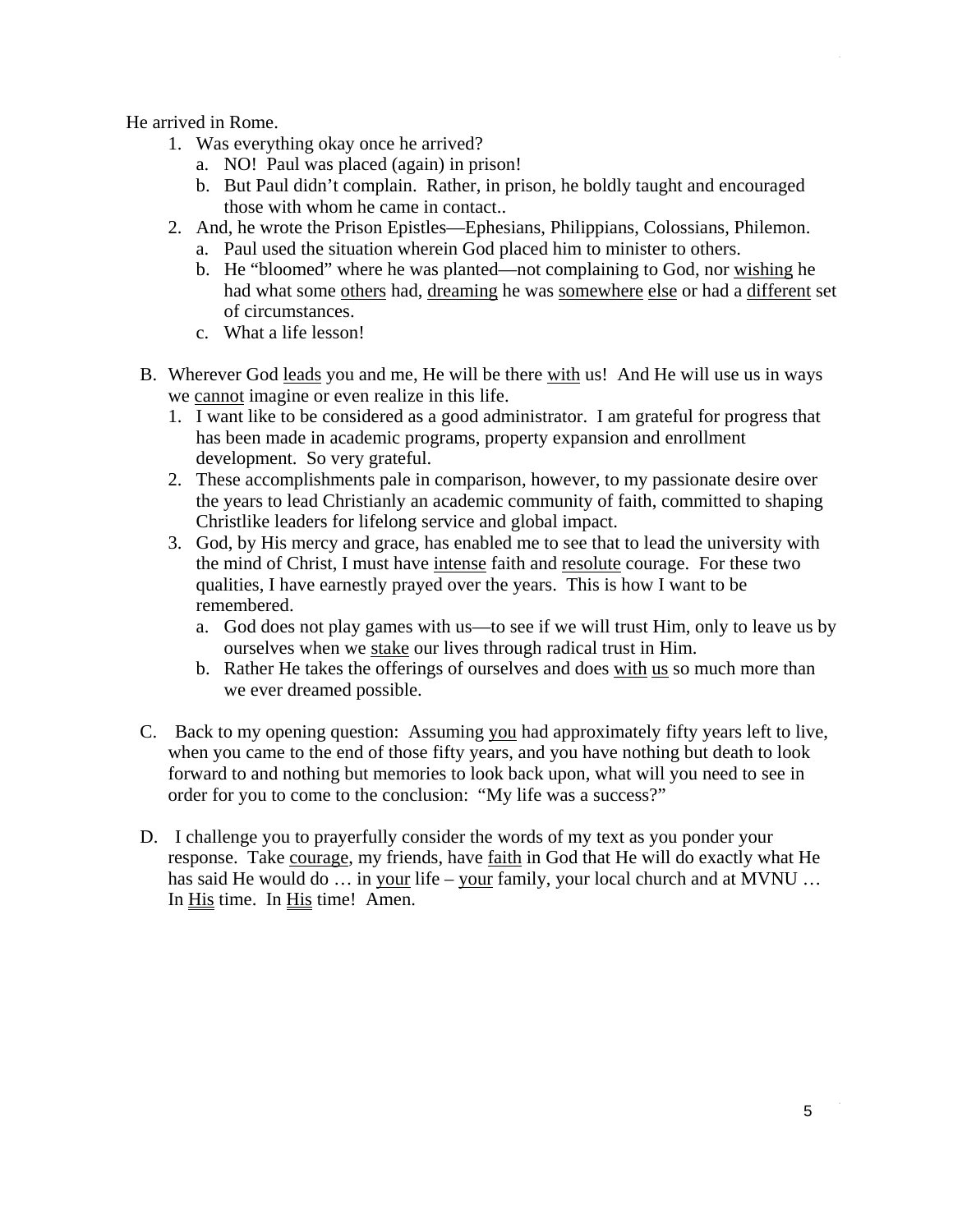He arrived in Rome.

1. Was everything okay once he arrived?
   a. NO!  Paul was placed (again) in prison!
   b. But Paul didn't complain.  Rather, in prison, he boldly taught and encouraged those with whom he came in contact..
2. And, he wrote the Prison Epistles—Ephesians, Philippians, Colossians, Philemon.
   a. Paul used the situation wherein God placed him to minister to others.
   b. He "bloomed" where he was planted—not complaining to God, nor <u>wishing</u> he had what some <u>others</u> had, <u>dreaming</u> he was <u>somewhere</u> <u>else</u> or had a <u>different</u> set of circumstances.
   c. What a life lesson!

B. Wherever God <u>leads</u> you and me, He will be there <u>with</u> us!  And He will use us in ways we <u>cannot</u> imagine or even realize in this life.
   1. I want like to be considered as a good administrator.  I am grateful for progress that has been made in academic programs, property expansion and enrollment development.  So very grateful.
   2. These accomplishments pale in comparison, however, to my passionate desire over the years to lead Christianly an academic community of faith, committed to shaping Christlike leaders for lifelong service and global impact.
   3. God, by His mercy and grace, has enabled me to see that to lead the university with the mind of Christ, I must have <u>intense</u> faith and <u>resolute</u> courage.  For these two qualities, I have earnestly prayed over the years.  This is how I want to be remembered.
      a. God does not play games with us—to see if we will trust Him, only to leave us by ourselves when we <u>stake</u> our lives through radical trust in Him.
      b. Rather He takes the offerings of ourselves and does <u>with</u> <u>us</u> so much more than we ever dreamed possible.

C. Back to my opening question:  Assuming <u>you</u> had approximately fifty years left to live, when you came to the end of those fifty years, and you have nothing but death to look forward to and nothing but memories to look back upon, what will you need to see in order for you to come to the conclusion:  "My life was a success?"

D. I challenge you to prayerfully consider the words of my text as you ponder your response.  Take <u>courage</u>, my friends, have <u>faith</u> in God that He will do exactly what He has said He would do … in <u>your</u> life – <u>your</u> family, your local church and at MVNU … In <u>His</u> time.  In <u>His</u> time!  Amen.